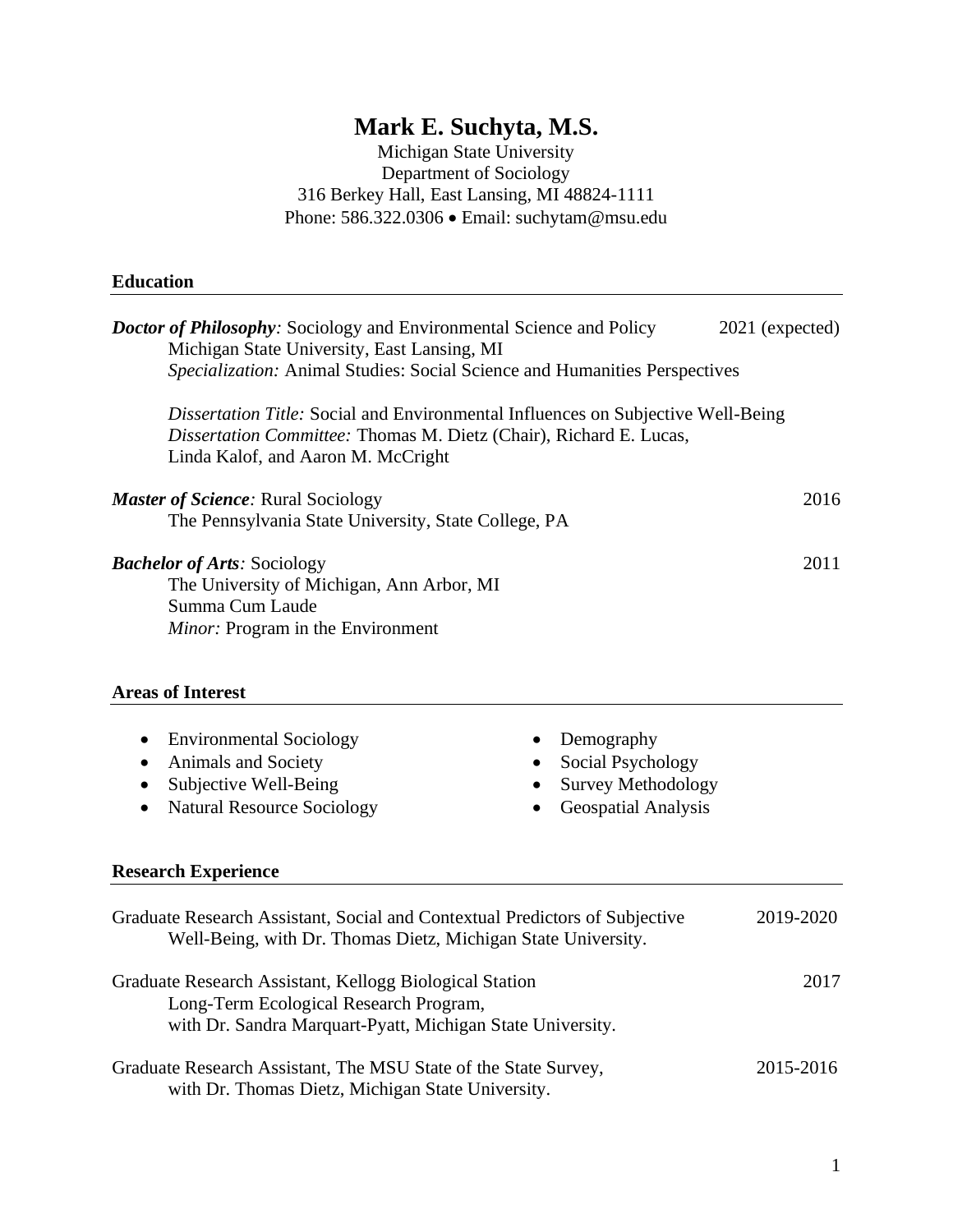# Mark E. Suchyta, M.S.

Michigan State University
Department of Sociology
316 Berkey Hall, East Lansing, MI 48824-1111
Phone: 586.322.0306 • Email: suchytam@msu.edu

## Education

***Doctor of Philosophy**:* Sociology and Environmental Science and Policy — 2021 (expected)
Michigan State University, East Lansing, MI
*Specialization:* Animal Studies: Social Science and Humanities Perspectives

*Dissertation Title:* Social and Environmental Influences on Subjective Well-Being
*Dissertation Committee:* Thomas M. Dietz (Chair), Richard E. Lucas, Linda Kalof, and Aaron M. McCright

***Master of Science**:* Rural Sociology — 2016
The Pennsylvania State University, State College, PA

***Bachelor of Arts**:* Sociology — 2011
The University of Michigan, Ann Arbor, MI
Summa Cum Laude
*Minor:* Program in the Environment

## Areas of Interest

- Environmental Sociology
- Animals and Society
- Subjective Well-Being
- Natural Resource Sociology
- Demography
- Social Psychology
- Survey Methodology
- Geospatial Analysis

## Research Experience

Graduate Research Assistant, Social and Contextual Predictors of Subjective Well-Being, with Dr. Thomas Dietz, Michigan State University. — 2019-2020

Graduate Research Assistant, Kellogg Biological Station Long-Term Ecological Research Program, with Dr. Sandra Marquart-Pyatt, Michigan State University. — 2017

Graduate Research Assistant, The MSU State of the State Survey, with Dr. Thomas Dietz, Michigan State University. — 2015-2016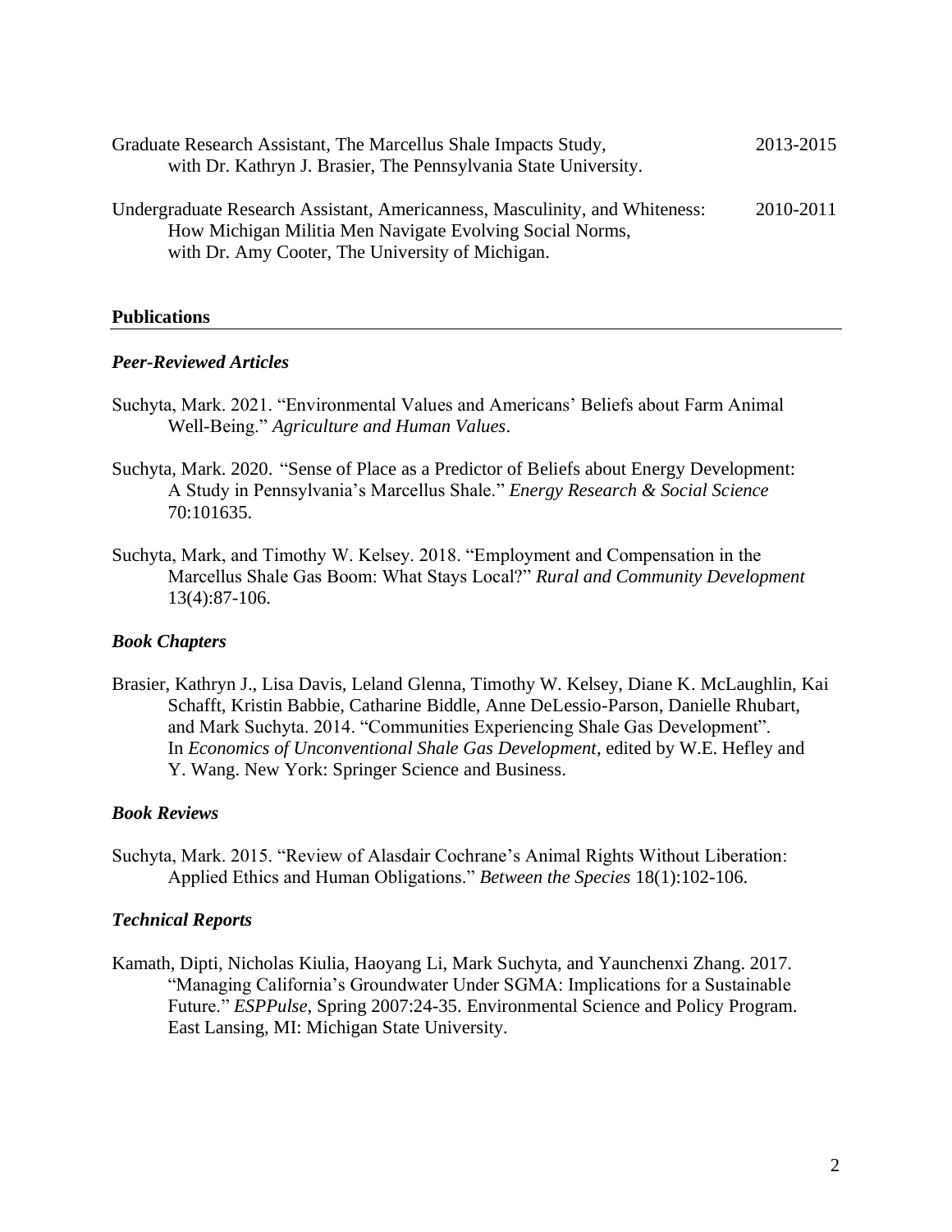Graduate Research Assistant, The Marcellus Shale Impacts Study, with Dr. Kathryn J. Brasier, The Pennsylvania State University. 2013-2015

Undergraduate Research Assistant, Americanness, Masculinity, and Whiteness: How Michigan Militia Men Navigate Evolving Social Norms, with Dr. Amy Cooter, The University of Michigan. 2010-2011

## Publications

### *Peer-Reviewed Articles*

Suchyta, Mark. 2021. "Environmental Values and Americans' Beliefs about Farm Animal Well-Being." *Agriculture and Human Values*.

Suchyta, Mark. 2020. "Sense of Place as a Predictor of Beliefs about Energy Development: A Study in Pennsylvania's Marcellus Shale." *Energy Research & Social Science* 70:101635.

Suchyta, Mark, and Timothy W. Kelsey. 2018. "Employment and Compensation in the Marcellus Shale Gas Boom: What Stays Local?" *Rural and Community Development* 13(4):87-106.

### *Book Chapters*

Brasier, Kathryn J., Lisa Davis, Leland Glenna, Timothy W. Kelsey, Diane K. McLaughlin, Kai Schafft, Kristin Babbie, Catharine Biddle, Anne DeLessio-Parson, Danielle Rhubart, and Mark Suchyta. 2014. "Communities Experiencing Shale Gas Development". In *Economics of Unconventional Shale Gas Development*, edited by W.E. Hefley and Y. Wang. New York: Springer Science and Business.

### *Book Reviews*

Suchyta, Mark. 2015. "Review of Alasdair Cochrane's Animal Rights Without Liberation: Applied Ethics and Human Obligations." *Between the Species* 18(1):102-106.

### *Technical Reports*

Kamath, Dipti, Nicholas Kiulia, Haoyang Li, Mark Suchyta, and Yaunchenxi Zhang. 2017. "Managing California's Groundwater Under SGMA: Implications for a Sustainable Future." *ESPPulse*, Spring 2007:24-35. Environmental Science and Policy Program. East Lansing, MI: Michigan State University.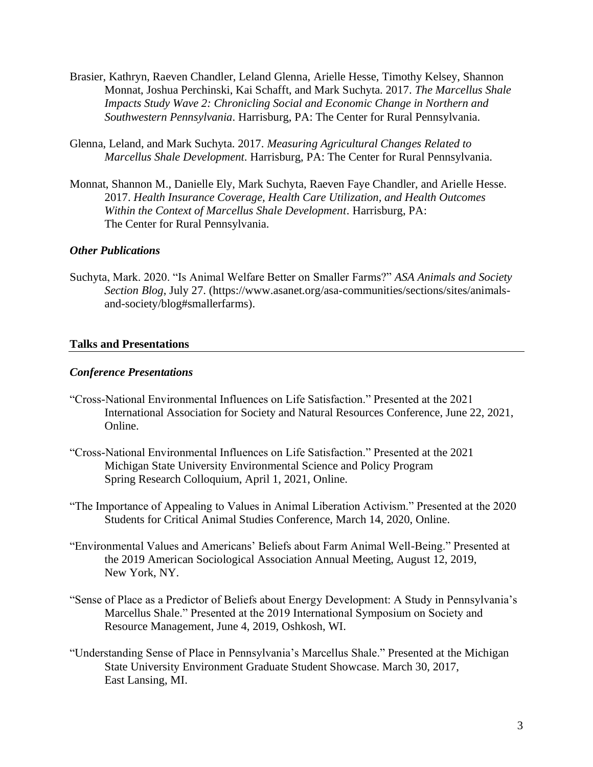Brasier, Kathryn, Raeven Chandler, Leland Glenna, Arielle Hesse, Timothy Kelsey, Shannon Monnat, Joshua Perchinski, Kai Schafft, and Mark Suchyta. 2017. *The Marcellus Shale Impacts Study Wave 2: Chronicling Social and Economic Change in Northern and Southwestern Pennsylvania*. Harrisburg, PA: The Center for Rural Pennsylvania.

Glenna, Leland, and Mark Suchyta. 2017. *Measuring Agricultural Changes Related to Marcellus Shale Development*. Harrisburg, PA: The Center for Rural Pennsylvania.

Monnat, Shannon M., Danielle Ely, Mark Suchyta, Raeven Faye Chandler, and Arielle Hesse. 2017. *Health Insurance Coverage, Health Care Utilization, and Health Outcomes Within the Context of Marcellus Shale Development*. Harrisburg, PA: The Center for Rural Pennsylvania.

### *Other Publications*

Suchyta, Mark. 2020. "Is Animal Welfare Better on Smaller Farms?" *ASA Animals and Society Section Blog*, July 27. (https://www.asanet.org/asa-communities/sections/sites/animals-and-society/blog#smallerfarms).

## Talks and Presentations

### *Conference Presentations*

"Cross-National Environmental Influences on Life Satisfaction." Presented at the 2021 International Association for Society and Natural Resources Conference, June 22, 2021, Online.

"Cross-National Environmental Influences on Life Satisfaction." Presented at the 2021 Michigan State University Environmental Science and Policy Program Spring Research Colloquium, April 1, 2021, Online.

"The Importance of Appealing to Values in Animal Liberation Activism." Presented at the 2020 Students for Critical Animal Studies Conference, March 14, 2020, Online.

"Environmental Values and Americans' Beliefs about Farm Animal Well-Being." Presented at the 2019 American Sociological Association Annual Meeting, August 12, 2019, New York, NY.

"Sense of Place as a Predictor of Beliefs about Energy Development: A Study in Pennsylvania's Marcellus Shale." Presented at the 2019 International Symposium on Society and Resource Management, June 4, 2019, Oshkosh, WI.

"Understanding Sense of Place in Pennsylvania's Marcellus Shale." Presented at the Michigan State University Environment Graduate Student Showcase. March 30, 2017, East Lansing, MI.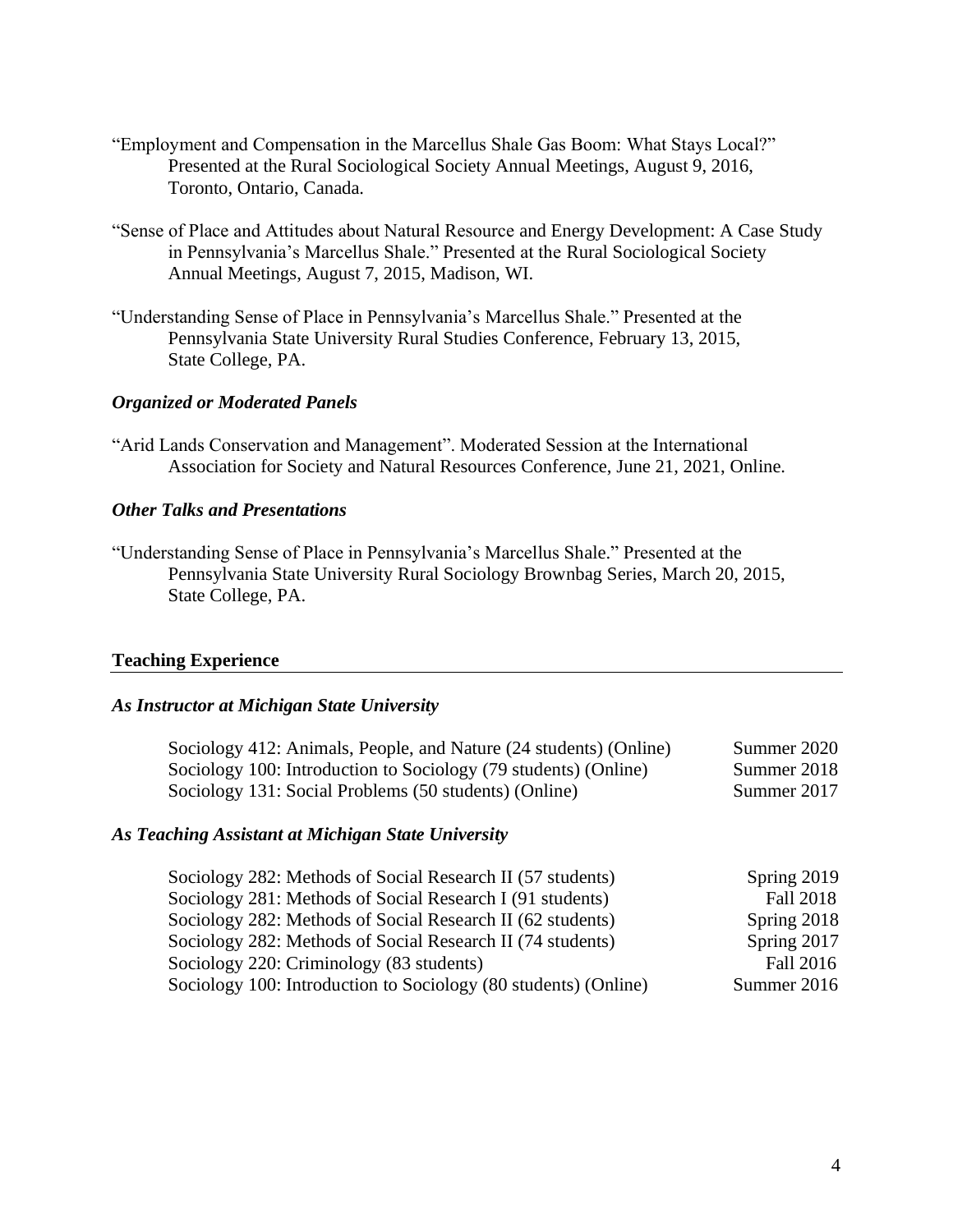"Employment and Compensation in the Marcellus Shale Gas Boom: What Stays Local?" Presented at the Rural Sociological Society Annual Meetings, August 9, 2016, Toronto, Ontario, Canada.

"Sense of Place and Attitudes about Natural Resource and Energy Development: A Case Study in Pennsylvania's Marcellus Shale." Presented at the Rural Sociological Society Annual Meetings, August 7, 2015, Madison, WI.

"Understanding Sense of Place in Pennsylvania's Marcellus Shale." Presented at the Pennsylvania State University Rural Studies Conference, February 13, 2015, State College, PA.

### *Organized or Moderated Panels*

"Arid Lands Conservation and Management". Moderated Session at the International Association for Society and Natural Resources Conference, June 21, 2021, Online.

### *Other Talks and Presentations*

"Understanding Sense of Place in Pennsylvania's Marcellus Shale." Presented at the Pennsylvania State University Rural Sociology Brownbag Series, March 20, 2015, State College, PA.

## Teaching Experience

### *As Instructor at Michigan State University*

| | |
|---|---|
| Sociology 412: Animals, People, and Nature (24 students) (Online) | Summer 2020 |
| Sociology 100: Introduction to Sociology (79 students) (Online) | Summer 2018 |
| Sociology 131: Social Problems (50 students) (Online) | Summer 2017 |

### *As Teaching Assistant at Michigan State University*

| | |
|---|---|
| Sociology 282: Methods of Social Research II (57 students) | Spring 2019 |
| Sociology 281: Methods of Social Research I (91 students) | Fall 2018 |
| Sociology 282: Methods of Social Research II (62 students) | Spring 2018 |
| Sociology 282: Methods of Social Research II (74 students) | Spring 2017 |
| Sociology 220: Criminology (83 students) | Fall 2016 |
| Sociology 100: Introduction to Sociology (80 students) (Online) | Summer 2016 |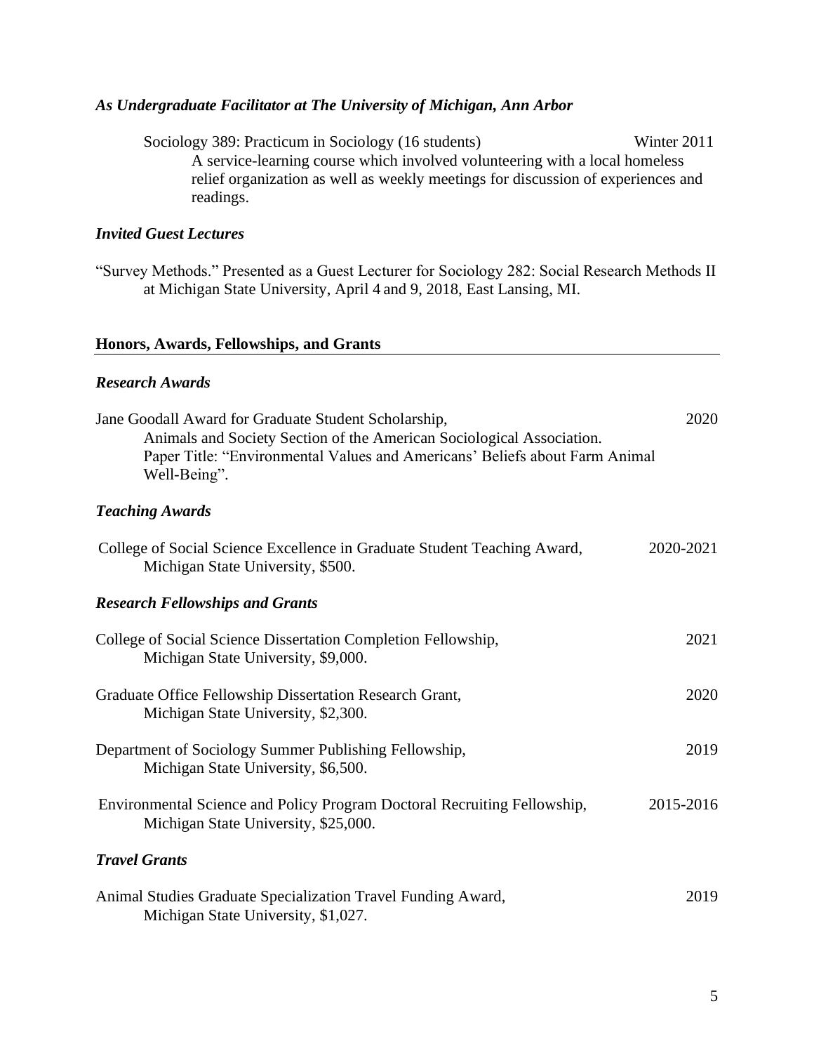### *As Undergraduate Facilitator at The University of Michigan, Ann Arbor*

Sociology 389: Practicum in Sociology (16 students) Winter 2011
A service-learning course which involved volunteering with a local homeless relief organization as well as weekly meetings for discussion of experiences and readings.

### *Invited Guest Lectures*

"Survey Methods." Presented as a Guest Lecturer for Sociology 282: Social Research Methods II at Michigan State University, April 4 and 9, 2018, East Lansing, MI.

## **Honors, Awards, Fellowships, and Grants**

### *Research Awards*

Jane Goodall Award for Graduate Student Scholarship, 2020
Animals and Society Section of the American Sociological Association.
Paper Title: "Environmental Values and Americans' Beliefs about Farm Animal Well-Being".

### *Teaching Awards*

College of Social Science Excellence in Graduate Student Teaching Award, 2020-2021
Michigan State University, $500.

### *Research Fellowships and Grants*

College of Social Science Dissertation Completion Fellowship, 2021
Michigan State University, $9,000.

Graduate Office Fellowship Dissertation Research Grant, 2020
Michigan State University, $2,300.

Department of Sociology Summer Publishing Fellowship, 2019
Michigan State University, $6,500.

Environmental Science and Policy Program Doctoral Recruiting Fellowship, 2015-2016
Michigan State University, $25,000.

### *Travel Grants*

Animal Studies Graduate Specialization Travel Funding Award, 2019
Michigan State University, $1,027.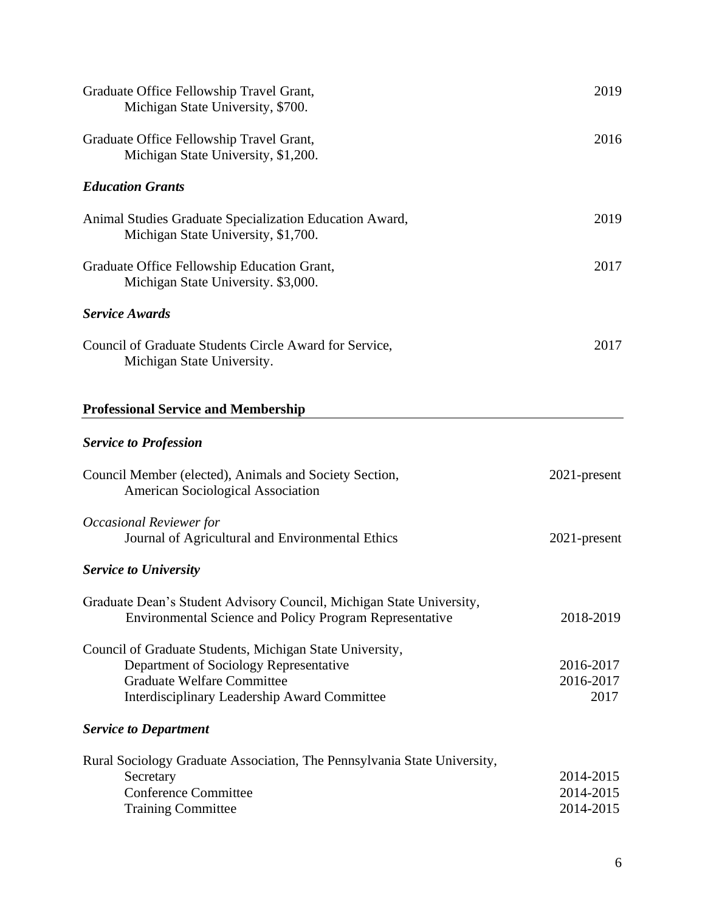Graduate Office Fellowship Travel Grant, 2019
Michigan State University, $700.

Graduate Office Fellowship Travel Grant, 2016
Michigan State University, $1,200.

***Education Grants***

Animal Studies Graduate Specialization Education Award, 2019
Michigan State University, $1,700.

Graduate Office Fellowship Education Grant, 2017
Michigan State University. $3,000.

***Service Awards***

Council of Graduate Students Circle Award for Service, 2017
Michigan State University.

## Professional Service and Membership

***Service to Profession***

Council Member (elected), Animals and Society Section, 2021-present
American Sociological Association

*Occasional Reviewer for*
Journal of Agricultural and Environmental Ethics 2021-present

***Service to University***

Graduate Dean's Student Advisory Council, Michigan State University,
Environmental Science and Policy Program Representative 2018-2019

Council of Graduate Students, Michigan State University,
Department of Sociology Representative 2016-2017
Graduate Welfare Committee 2016-2017
Interdisciplinary Leadership Award Committee 2017

***Service to Department***

Rural Sociology Graduate Association, The Pennsylvania State University,
Secretary 2014-2015
Conference Committee 2014-2015
Training Committee 2014-2015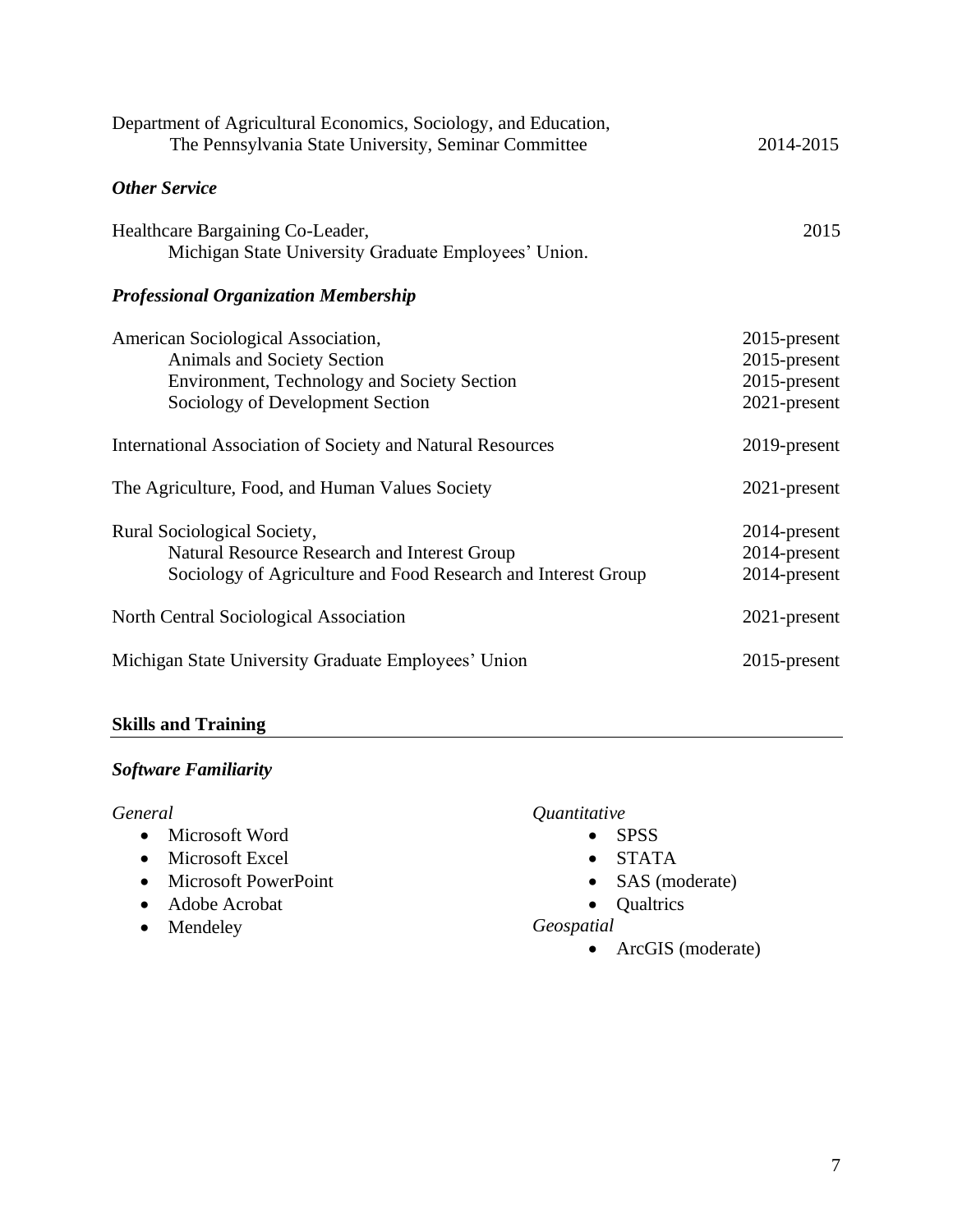Department of Agricultural Economics, Sociology, and Education,
The Pennsylvania State University, Seminar Committee — 2014-2015

### *Other Service*

Healthcare Bargaining Co-Leader,
Michigan State University Graduate Employees' Union. — 2015

### *Professional Organization Membership*

American Sociological Association, — 2015-present
- Animals and Society Section — 2015-present
- Environment, Technology and Society Section — 2015-present
- Sociology of Development Section — 2021-present

International Association of Society and Natural Resources — 2019-present

The Agriculture, Food, and Human Values Society — 2021-present

Rural Sociological Society, — 2014-present
- Natural Resource Research and Interest Group — 2014-present
- Sociology of Agriculture and Food Research and Interest Group — 2014-present

North Central Sociological Association — 2021-present

Michigan State University Graduate Employees' Union — 2015-present

## **Skills and Training**

### *Software Familiarity*

*General*
- Microsoft Word
- Microsoft Excel
- Microsoft PowerPoint
- Adobe Acrobat
- Mendeley

*Quantitative*
- SPSS
- STATA
- SAS (moderate)
- Qualtrics

*Geospatial*
- ArcGIS (moderate)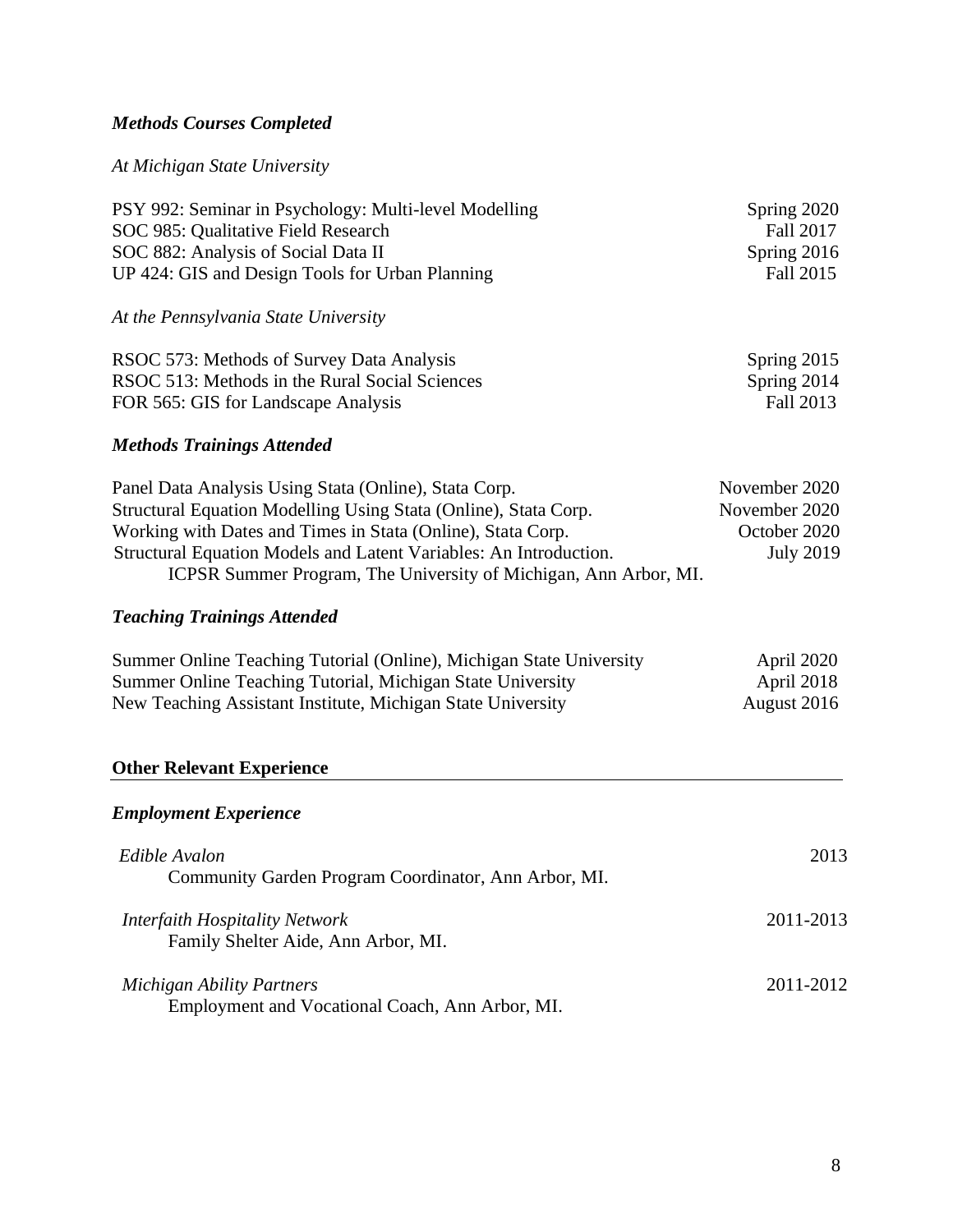### *Methods Courses Completed*

*At Michigan State University*

PSY 992: Seminar in Psychology: Multi-level Modelling — Spring 2020
SOC 985: Qualitative Field Research — Fall 2017
SOC 882: Analysis of Social Data II — Spring 2016
UP 424: GIS and Design Tools for Urban Planning — Fall 2015

*At the Pennsylvania State University*

RSOC 573: Methods of Survey Data Analysis — Spring 2015
RSOC 513: Methods in the Rural Social Sciences — Spring 2014
FOR 565: GIS for Landscape Analysis — Fall 2013

### *Methods Trainings Attended*

Panel Data Analysis Using Stata (Online), Stata Corp. — November 2020
Structural Equation Modelling Using Stata (Online), Stata Corp. — November 2020
Working with Dates and Times in Stata (Online), Stata Corp. — October 2020
Structural Equation Models and Latent Variables: An Introduction. — July 2019
ICPSR Summer Program, The University of Michigan, Ann Arbor, MI.

### *Teaching Trainings Attended*

Summer Online Teaching Tutorial (Online), Michigan State University — April 2020
Summer Online Teaching Tutorial, Michigan State University — April 2018
New Teaching Assistant Institute, Michigan State University — August 2016

## Other Relevant Experience

### *Employment Experience*

*Edible Avalon* — 2013
Community Garden Program Coordinator, Ann Arbor, MI.

*Interfaith Hospitality Network* — 2011-2013
Family Shelter Aide, Ann Arbor, MI.

*Michigan Ability Partners* — 2011-2012
Employment and Vocational Coach, Ann Arbor, MI.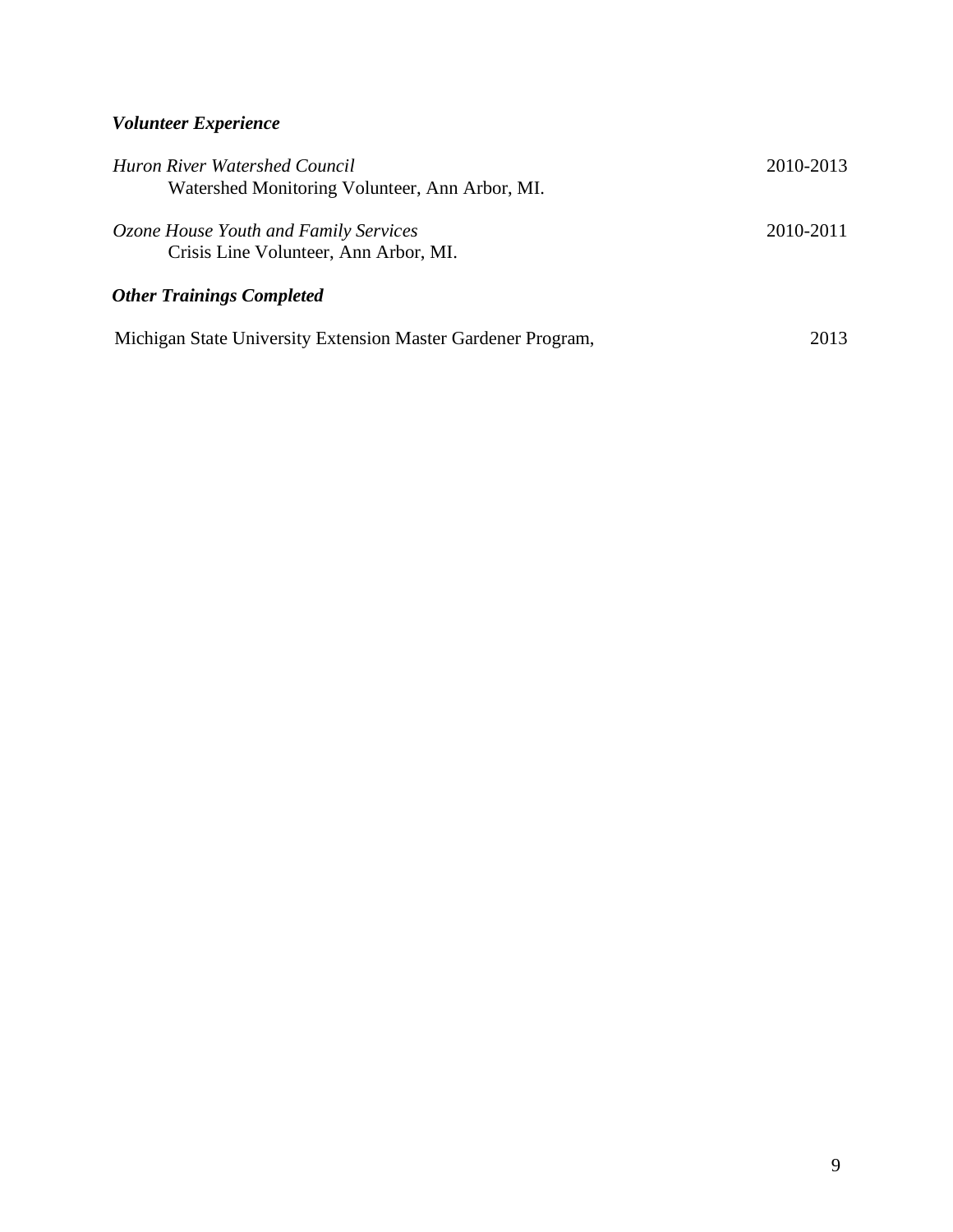### ***Volunteer Experience***

*Huron River Watershed Council* 2010-2013
Watershed Monitoring Volunteer, Ann Arbor, MI.

*Ozone House Youth and Family Services* 2010-2011
Crisis Line Volunteer, Ann Arbor, MI.

### ***Other Trainings Completed***

Michigan State University Extension Master Gardener Program, 2013